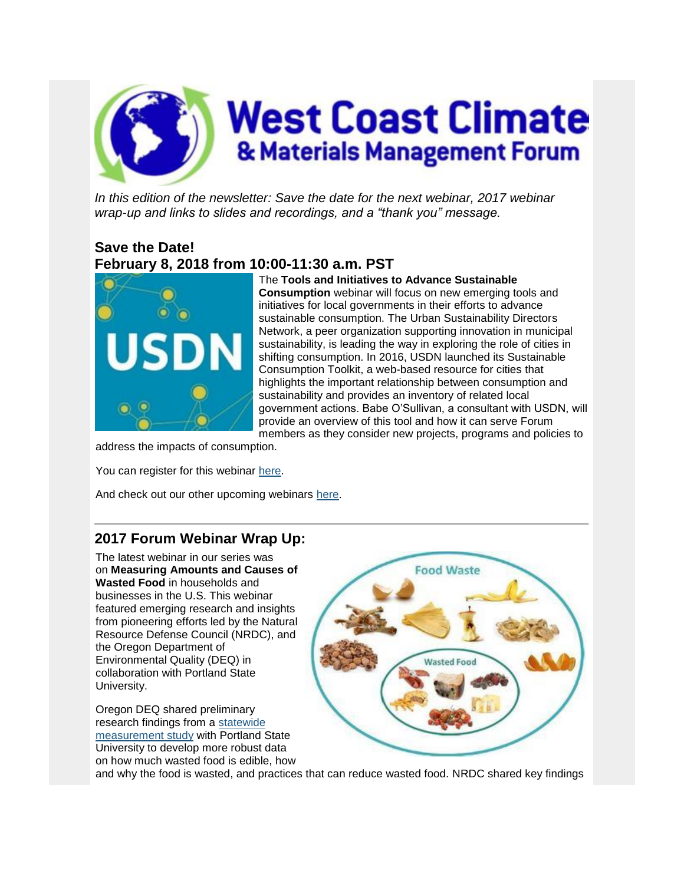# West Coast Climate & Materials Management Forum

*In this edition of the newsletter: Save the date for the next webinar, 2017 webinar wrap-up and links to slides and recordings, and a "thank you" message.*

## Save the Date!
## February 8, 2018 from 10:00-11:30 a.m. PST

The **Tools and Initiatives to Advance Sustainable Consumption** webinar will focus on new emerging tools and initiatives for local governments in their efforts to advance sustainable consumption. The Urban Sustainability Directors Network, a peer organization supporting innovation in municipal sustainability, is leading the way in exploring the role of cities in shifting consumption. In 2016, USDN launched its Sustainable Consumption Toolkit, a web-based resource for cities that highlights the important relationship between consumption and sustainability and provides an inventory of related local government actions. Babe O'Sullivan, a consultant with USDN, will provide an overview of this tool and how it can serve Forum members as they consider new projects, programs and policies to address the impacts of consumption.

You can register for this webinar here.

And check out our other upcoming webinars here.

---

## 2017 Forum Webinar Wrap Up:

The latest webinar in our series was on **Measuring Amounts and Causes of Wasted Food** in households and businesses in the U.S. This webinar featured emerging research and insights from pioneering efforts led by the Natural Resource Defense Council (NRDC), and the Oregon Department of Environmental Quality (DEQ) in collaboration with Portland State University.

Oregon DEQ shared preliminary research findings from a statewide measurement study with Portland State University to develop more robust data on how much wasted food is edible, how and why the food is wasted, and practices that can reduce wasted food. NRDC shared key findings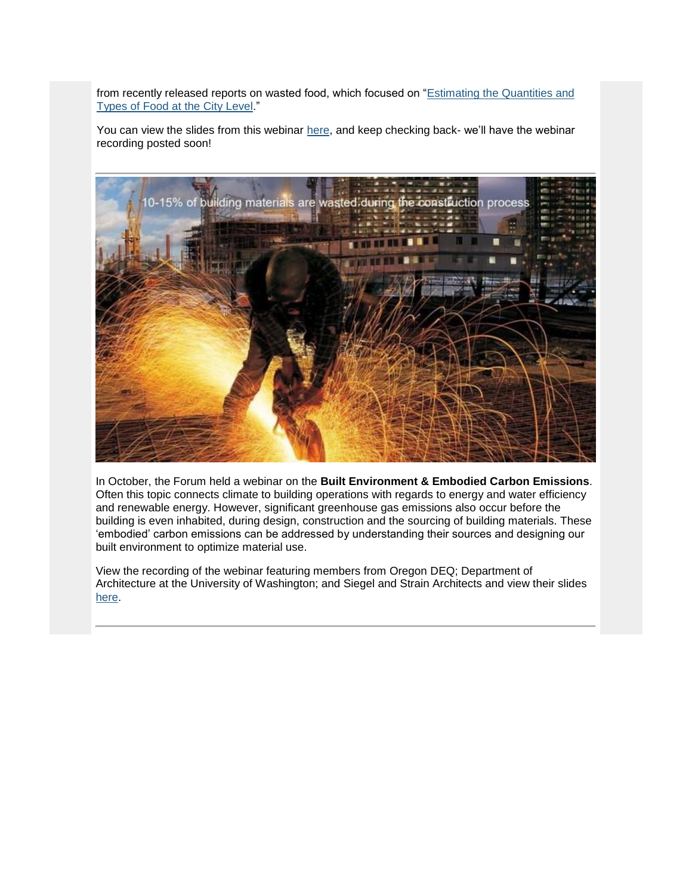from recently released reports on wasted food, which focused on "Estimating the Quantities and Types of Food at the City Level."

You can view the slides from this webinar here, and keep checking back- we'll have the webinar recording posted soon!

---

10-15% of building materials are wasted during the construction process

In October, the Forum held a webinar on the **Built Environment & Embodied Carbon Emissions**. Often this topic connects climate to building operations with regards to energy and water efficiency and renewable energy. However, significant greenhouse gas emissions also occur before the building is even inhabited, during design, construction and the sourcing of building materials. These 'embodied' carbon emissions can be addressed by understanding their sources and designing our built environment to optimize material use.

View the recording of the webinar featuring members from Oregon DEQ; Department of Architecture at the University of Washington; and Siegel and Strain Architects and view their slides here.

---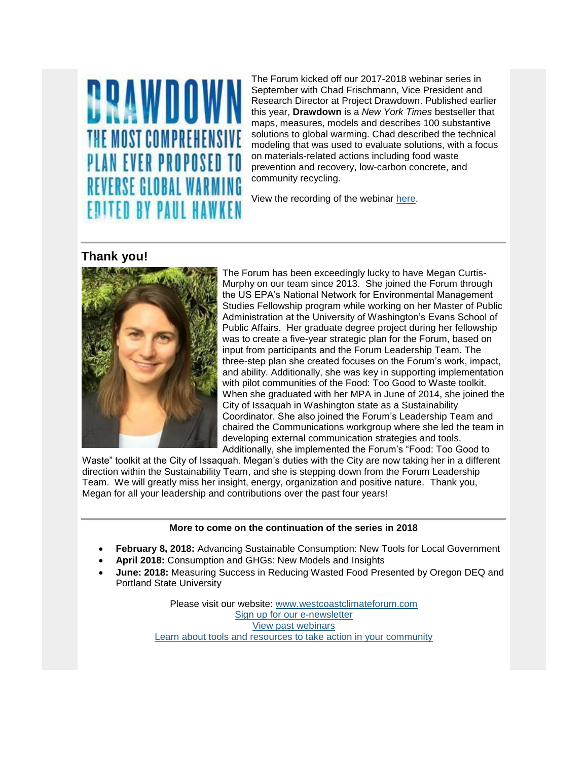The Forum kicked off our 2017-2018 webinar series in September with Chad Frischmann, Vice President and Research Director at Project Drawdown. Published earlier this year, **Drawdown** is a *New York Times* bestseller that maps, measures, models and describes 100 substantive solutions to global warming. Chad described the technical modeling that was used to evaluate solutions, with a focus on materials-related actions including food waste prevention and recovery, low-carbon concrete, and community recycling.

View the recording of the webinar here.

---

## Thank you!

The Forum has been exceedingly lucky to have Megan Curtis-Murphy on our team since 2013. She joined the Forum through the US EPA's National Network for Environmental Management Studies Fellowship program while working on her Master of Public Administration at the University of Washington's Evans School of Public Affairs. Her graduate degree project during her fellowship was to create a five-year strategic plan for the Forum, based on input from participants and the Forum Leadership Team. The three-step plan she created focuses on the Forum's work, impact, and ability. Additionally, she was key in supporting implementation with pilot communities of the Food: Too Good to Waste toolkit. When she graduated with her MPA in June of 2014, she joined the City of Issaquah in Washington state as a Sustainability Coordinator. She also joined the Forum's Leadership Team and chaired the Communications workgroup where she led the team in developing external communication strategies and tools. Additionally, she implemented the Forum's "Food: Too Good to Waste" toolkit at the City of Issaquah. Megan's duties with the City are now taking her in a different direction within the Sustainability Team, and she is stepping down from the Forum Leadership Team. We will greatly miss her insight, energy, organization and positive nature. Thank you, Megan for all your leadership and contributions over the past four years!

---

**More to come on the continuation of the series in 2018**

- **February 8, 2018:** Advancing Sustainable Consumption: New Tools for Local Government
- **April 2018:** Consumption and GHGs: New Models and Insights
- **June: 2018:** Measuring Success in Reducing Wasted Food Presented by Oregon DEQ and Portland State University

Please visit our website: www.westcoastclimateforum.com
Sign up for our e-newsletter
View past webinars
Learn about tools and resources to take action in your community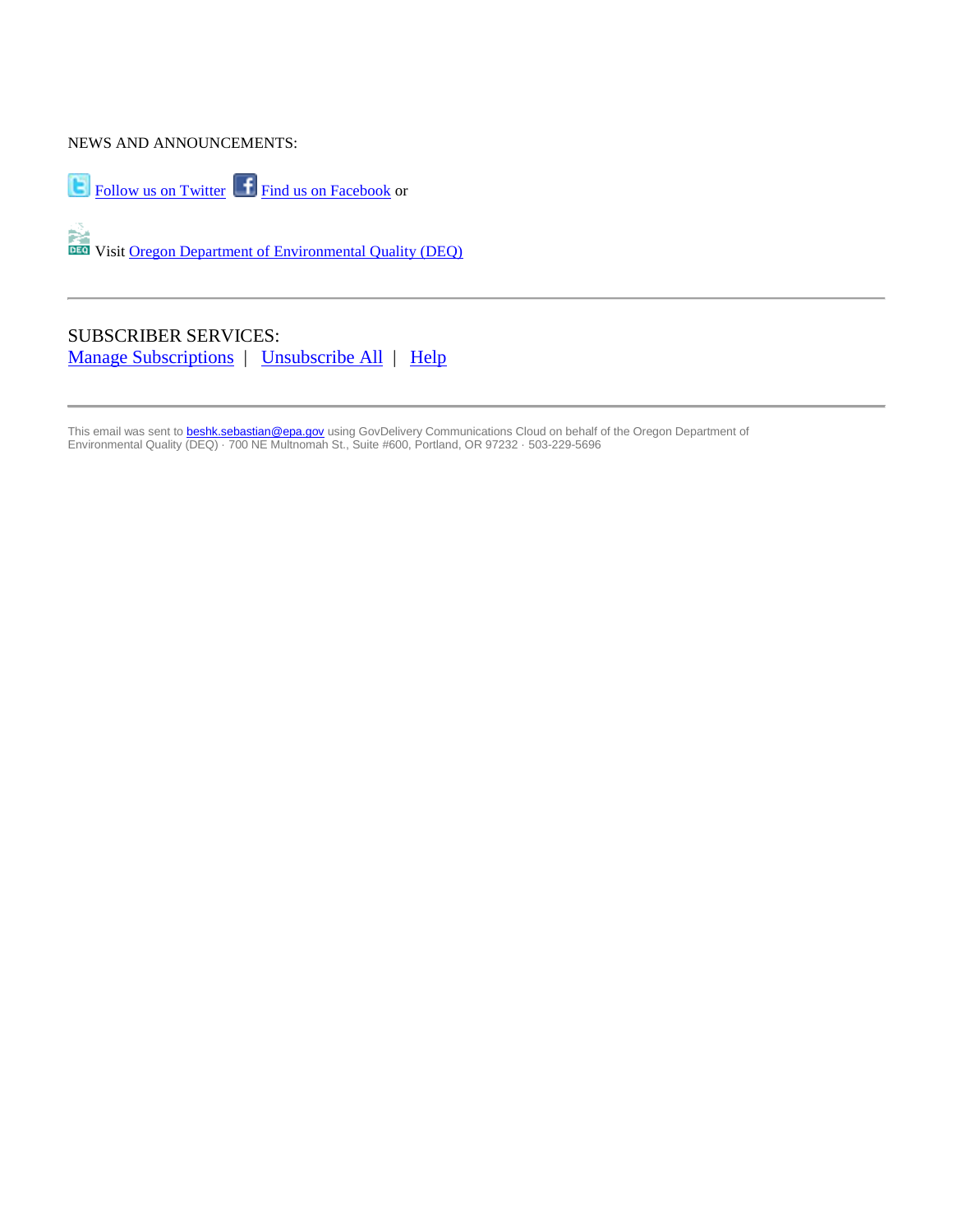NEWS AND ANNOUNCEMENTS:

Follow us on Twitter Find us on Facebook or

Visit Oregon Department of Environmental Quality (DEQ)

---

SUBSCRIBER SERVICES:
Manage Subscriptions | Unsubscribe All | Help

---

This email was sent to beshk.sebastian@epa.gov using GovDelivery Communications Cloud on behalf of the Oregon Department of Environmental Quality (DEQ) · 700 NE Multnomah St., Suite #600, Portland, OR 97232 · 503-229-5696